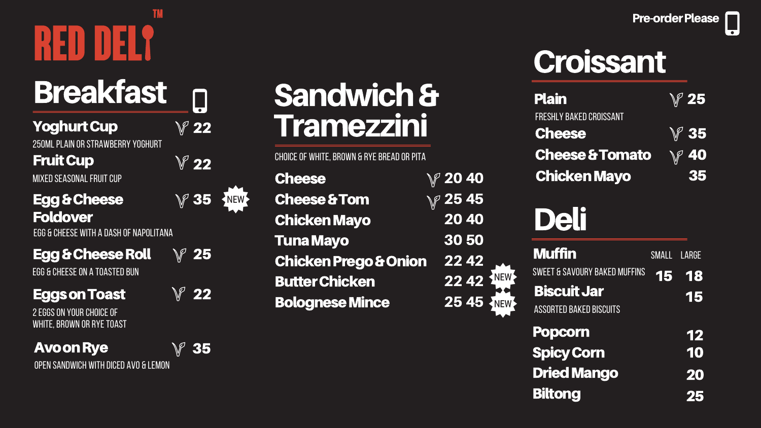# RED DELI™

Pre-order Please

## Breakfast

**Yoghurt Cup** (V) 22
250ML PLAIN OR STRAWBERRY YOGHURT

**Fruit Cup** (V) 22
MIXED SEASONAL FRUIT CUP

**Egg & Cheese Foldover** (V) 35 NEW
EGG & CHEESE WITH A DASH OF NAPOLITANA

**Egg & Cheese Roll** (V) 25
EGG & CHEESE ON A TOASTED BUN

**Eggs on Toast** (V) 22
2 EGGS ON YOUR CHOICE OF WHITE, BROWN OR RYE TOAST

**Avo on Rye** (V) 35
OPEN SANDWICH WITH DICED AVO & LEMON

## Sandwich & Tramezzini

CHOICE OF WHITE, BROWN & RYE BREAD OR PITA

| Item | | | | |
|---|---|---|---|---|
| Cheese | V | 20 | 40 | |
| Cheese & Tom | V | 25 | 45 | |
| Chicken Mayo | | 20 | 40 | |
| Tuna Mayo | | 30 | 50 | |
| Chicken Prego & Onion | | 22 | 42 | |
| Butter Chicken | | 22 | 42 | NEW |
| Bolognese Mince | | 25 | 45 | NEW |

## Croissant

**Plain** (V) 25
FRESHLY BAKED CROISSANT

**Cheese** (V) 35

**Cheese & Tomato** (V) 40

**Chicken Mayo** 35

## Deli

| Item | SMALL | LARGE |
|---|---|---|
| **Muffin** SWEET & SAVOURY BAKED MUFFINS | 15 | 18 |
| **Biscuit Jar** ASSORTED BAKED BISCUITS | | 15 |
| **Popcorn** | | 12 |
| **Spicy Corn** | | 10 |
| **Dried Mango** | | 20 |
| **Biltong** | | 25 |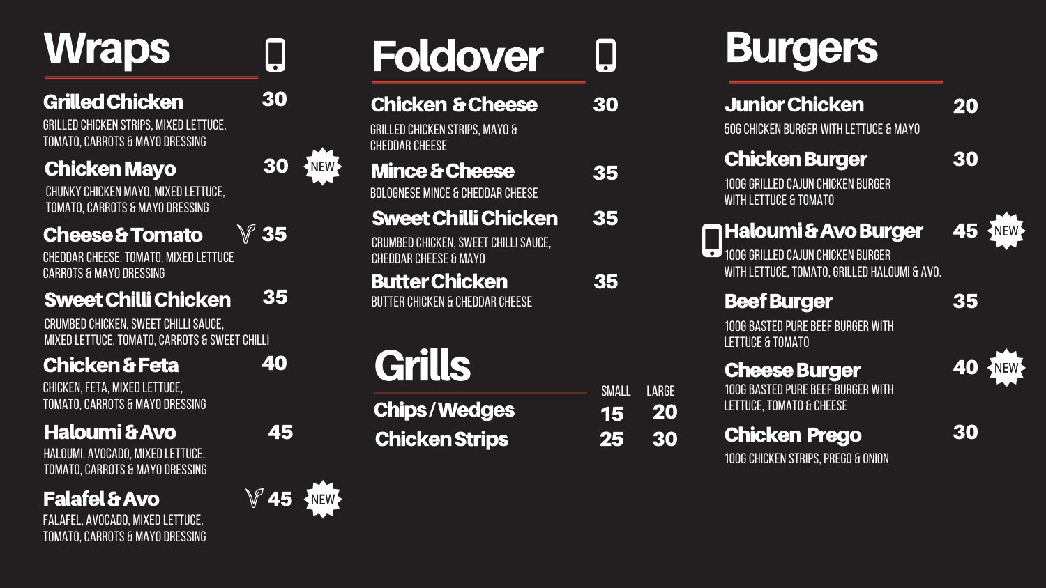## Wraps

### Grilled Chicken — 30
GRILLED CHICKEN STRIPS, MIXED LETTUCE, TOMATO, CARROTS & MAYO DRESSING

### Chicken Mayo — 30 (NEW)
CHUNKY CHICKEN MAYO, MIXED LETTUCE, TOMATO, CARROTS & MAYO DRESSING

### Cheese & Tomato (V) — 35
CHEDDAR CHEESE, TOMATO, MIXED LETTUCE CARROTS & MAYO DRESSING

### Sweet Chilli Chicken — 35
CRUMBED CHICKEN, SWEET CHILLI SAUCE, MIXED LETTUCE, TOMATO, CARROTS & SWEET CHILLI

### Chicken & Feta — 40
CHICKEN, FETA, MIXED LETTUCE, TOMATO, CARROTS & MAYO DRESSING

### Haloumi & Avo — 45
HALOUMI, AVOCADO, MIXED LETTUCE, TOMATO, CARROTS & MAYO DRESSING

### Falafel & Avo (V) — 45 (NEW)
FALAFEL, AVOCADO, MIXED LETTUCE, TOMATO, CARROTS & MAYO DRESSING

## Foldover

### Chicken & Cheese — 30
GRILLED CHICKEN STRIPS, MAYO & CHEDDAR CHEESE

### Mince & Cheese — 35
BOLOGNESE MINCE & CHEDDAR CHEESE

### Sweet Chilli Chicken — 35
CRUMBED CHICKEN, SWEET CHILLI SAUCE, CHEDDAR CHEESE & MAYO

### Butter Chicken — 35
BUTTER CHICKEN & CHEDDAR CHEESE

## Grills

| | SMALL | LARGE |
|---|---|---|
| Chips / Wedges | 15 | 20 |
| Chicken Strips | 25 | 30 |

## Burgers

### Junior Chicken — 20
50G CHICKEN BURGER WITH LETTUCE & MAYO

### Chicken Burger — 30
100G GRILLED CAJUN CHICKEN BURGER WITH LETTUCE & TOMATO

### Haloumi & Avo Burger — 45 (NEW)
100G GRILLED CAJUN CHICKEN BURGER WITH LETTUCE, TOMATO, GRILLED HALOUMI & AVO.

### Beef Burger — 35
100G BASTED PURE BEEF BURGER WITH LETTUCE & TOMATO

### Cheese Burger — 40 (NEW)
100G BASTED PURE BEEF BURGER WITH LETTUCE, TOMATO & CHEESE

### Chicken Prego — 30
100G CHICKEN STRIPS, PREGO & ONION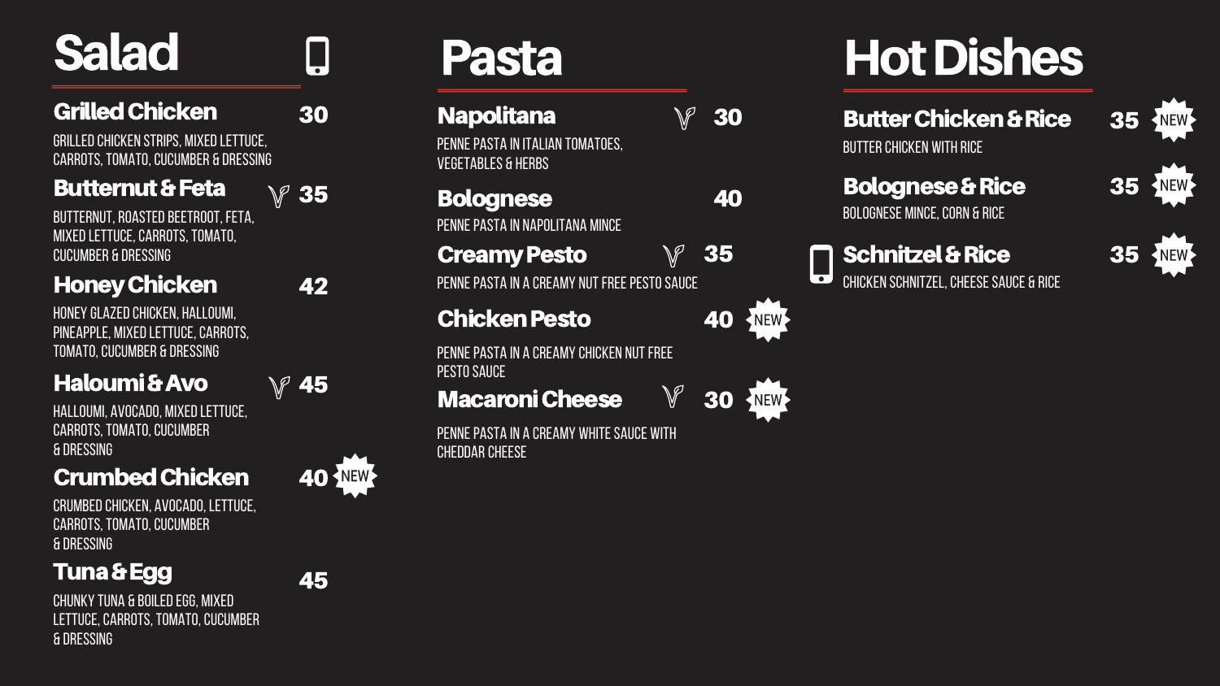# Salad

### Grilled Chicken — 30

GRILLED CHICKEN STRIPS, MIXED LETTUCE, CARROTS, TOMATO, CUCUMBER & DRESSING

### Butternut & Feta (V) — 35

BUTTERNUT, ROASTED BEETROOT, FETA, MIXED LETTUCE, CARROTS, TOMATO, CUCUMBER & DRESSING

### Honey Chicken — 42

HONEY GLAZED CHICKEN, HALLOUMI, PINEAPPLE, MIXED LETTUCE, CARROTS, TOMATO, CUCUMBER & DRESSING

### Haloumi & Avo (V) — 45

HALLOUMI, AVOCADO, MIXED LETTUCE, CARROTS, TOMATO, CUCUMBER & DRESSING

### Crumbed Chicken — 40 NEW

CRUMBED CHICKEN, AVOCADO, LETTUCE, CARROTS, TOMATO, CUCUMBER & DRESSING

### Tuna & Egg — 45

CHUNKY TUNA & BOILED EGG, MIXED LETTUCE, CARROTS, TOMATO, CUCUMBER & DRESSING

# Pasta

### Napolitana (V) — 30

PENNE PASTA IN ITALIAN TOMATOES, VEGETABLES & HERBS

### Bolognese — 40

PENNE PASTA IN NAPOLITANA MINCE

### Creamy Pesto (V) — 35

PENNE PASTA IN A CREAMY NUT FREE PESTO SAUCE

### Chicken Pesto — 40 NEW

PENNE PASTA IN A CREAMY CHICKEN NUT FREE PESTO SAUCE

### Macaroni Cheese (V) — 30 NEW

PENNE PASTA IN A CREAMY WHITE SAUCE WITH CHEDDAR CHEESE

# Hot Dishes

### Butter Chicken & Rice — 35 NEW

BUTTER CHICKEN WITH RICE

### Bolognese & Rice — 35 NEW

BOLOGNESE MINCE, CORN & RICE

### Schnitzel & Rice — 35 NEW

CHICKEN SCHNITZEL, CHEESE SAUCE & RICE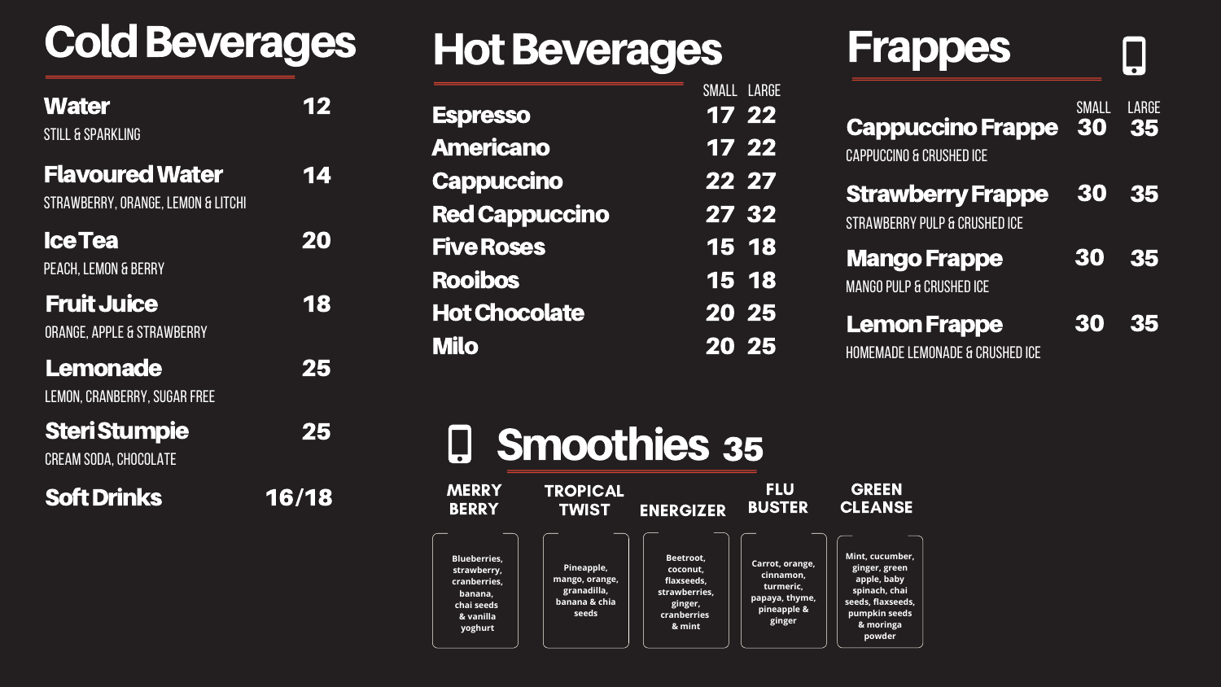# Cold Beverages

| | |
|---|---|
| **Water**<br>STILL & SPARKLING | 12 |
| **Flavoured Water**<br>STRAWBERRY, ORANGE, LEMON & LITCHI | 14 |
| **Ice Tea**<br>PEACH, LEMON & BERRY | 20 |
| **Fruit Juice**<br>ORANGE, APPLE & STRAWBERRY | 18 |
| **Lemonade**<br>LEMON, CRANBERRY, SUGAR FREE | 25 |
| **Steri Stumpie**<br>CREAM SODA, CHOCOLATE | 25 |
| **Soft Drinks** | 16/18 |

# Hot Beverages

| | SMALL | LARGE |
|---|---|---|
| **Espresso** | 17 | 22 |
| **Americano** | 17 | 22 |
| **Cappuccino** | 22 | 27 |
| **Red Cappuccino** | 27 | 32 |
| **Five Roses** | 15 | 18 |
| **Rooibos** | 15 | 18 |
| **Hot Chocolate** | 20 | 25 |
| **Milo** | 20 | 25 |

# Frappes

| | SMALL | LARGE |
|---|---|---|
| **Cappuccino Frappe**<br>CAPPUCCINO & CRUSHED ICE | 30 | 35 |
| **Strawberry Frappe**<br>STRAWBERRY PULP & CRUSHED ICE | 30 | 35 |
| **Mango Frappe**<br>MANGO PULP & CRUSHED ICE | 30 | 35 |
| **Lemon Frappe**<br>HOMEMADE LEMONADE & CRUSHED ICE | 30 | 35 |

# Smoothies 35

**MERRY BERRY**
Blueberries, strawberry, cranberries, banana, chai seeds & vanilla yoghurt

**TROPICAL TWIST**
Pineapple, mango, orange, granadilla, banana & chia seeds

**ENERGIZER**
Beetroot, coconut, flaxseeds, strawberries, ginger, cranberries & mint

**FLU BUSTER**
Carrot, orange, cinnamon, turmeric, papaya, thyme, pineapple & ginger

**GREEN CLEANSE**
Mint, cucumber, ginger, green apple, baby spinach, chai seeds, flaxseeds, pumpkin seeds & moringa powder